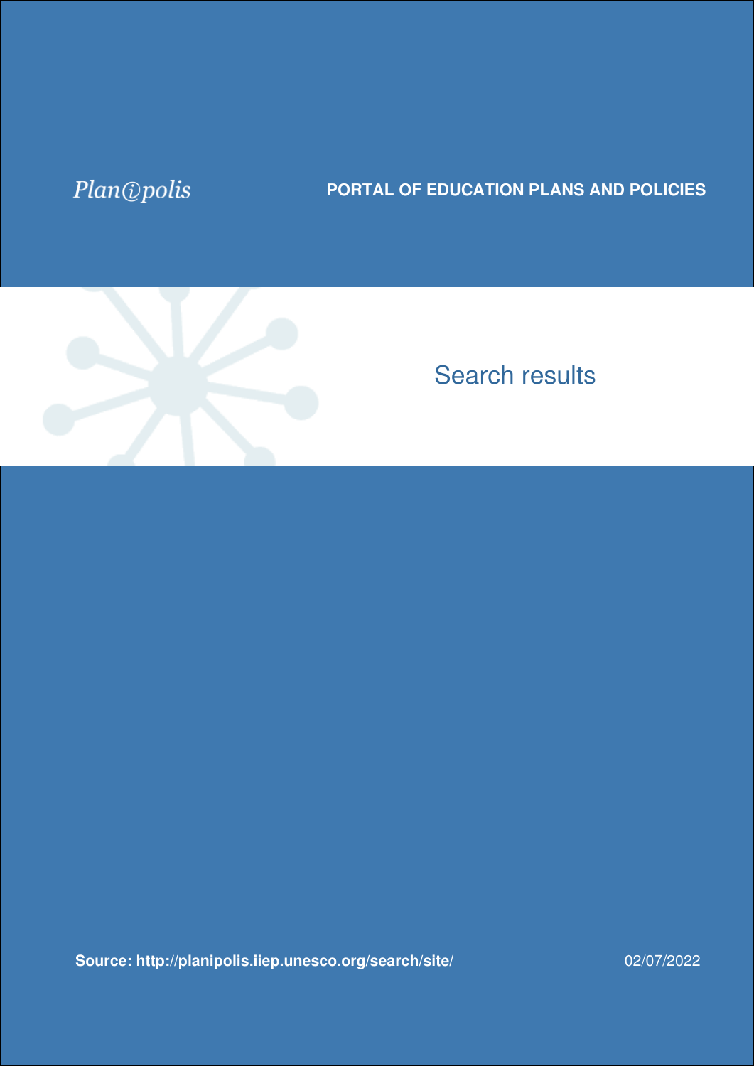Plan@polis

**PORTAL OF EDUCATION PLANS AND POLICIES**

# Search results

**Source: http://planipolis.iiep.unesco.org/search/site/**

02/07/2022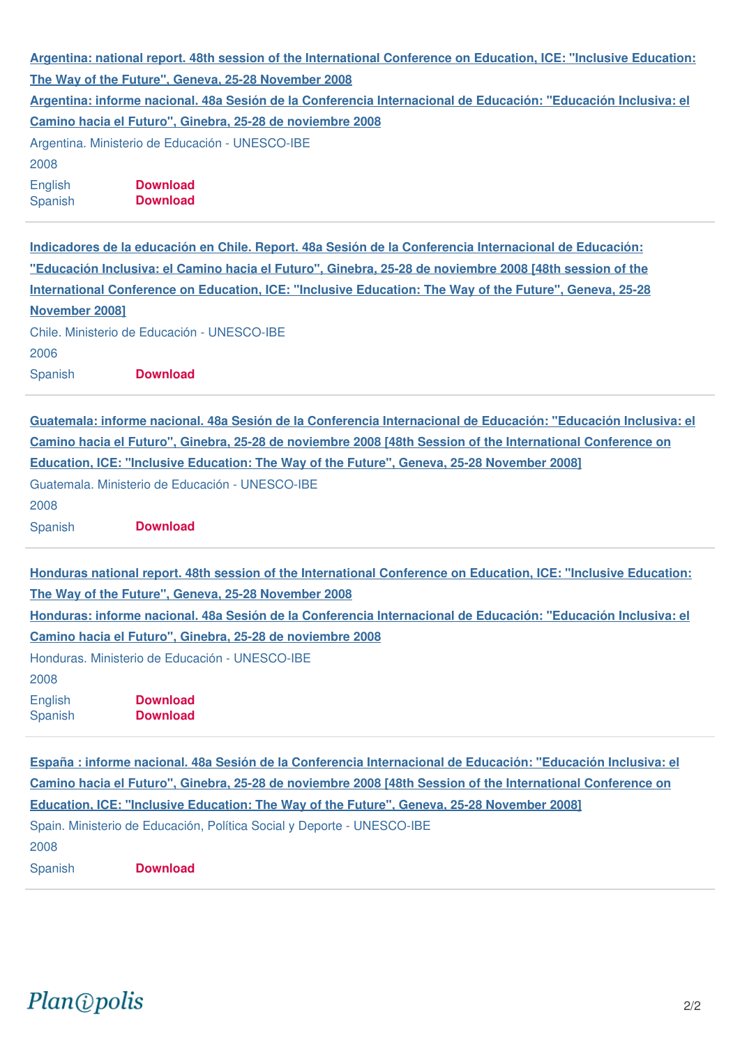**Argentina: national report. 48th session of the International Conference on Education, ICE: "Inclusive Education: The Way of the Future", Geneva, 25-28 November 2008**

**Argentina: informe nacional. 48a Sesión de la Conferencia Internacional de Educación: "Educación Inclusiva: el Camino hacia el Futuro", Ginebra, 25-28 de noviembre 2008**

Argentina. Ministerio de Educación - UNESCO-IBE

2008

English **Download**
Spanish **Download**

---

**Indicadores de la educación en Chile. Report. 48a Sesión de la Conferencia Internacional de Educación: "Educación Inclusiva: el Camino hacia el Futuro", Ginebra, 25-28 de noviembre 2008 [48th session of the International Conference on Education, ICE: "Inclusive Education: The Way of the Future", Geneva, 25-28 November 2008]**

Chile. Ministerio de Educación - UNESCO-IBE

2006

Spanish **Download**

---

**Guatemala: informe nacional. 48a Sesión de la Conferencia Internacional de Educación: "Educación Inclusiva: el Camino hacia el Futuro", Ginebra, 25-28 de noviembre 2008 [48th Session of the International Conference on Education, ICE: "Inclusive Education: The Way of the Future", Geneva, 25-28 November 2008]**

Guatemala. Ministerio de Educación - UNESCO-IBE

2008

Spanish **Download**

---

**Honduras national report. 48th session of the International Conference on Education, ICE: "Inclusive Education: The Way of the Future", Geneva, 25-28 November 2008**

**Honduras: informe nacional. 48a Sesión de la Conferencia Internacional de Educación: "Educación Inclusiva: el Camino hacia el Futuro", Ginebra, 25-28 de noviembre 2008**

Honduras. Ministerio de Educación - UNESCO-IBE

2008

English **Download**
Spanish **Download**

---

**España : informe nacional. 48a Sesión de la Conferencia Internacional de Educación: "Educación Inclusiva: el Camino hacia el Futuro", Ginebra, 25-28 de noviembre 2008 [48th Session of the International Conference on Education, ICE: "Inclusive Education: The Way of the Future", Geneva, 25-28 November 2008]**

Spain. Ministerio de Educación, Política Social y Deporte - UNESCO-IBE

2008

Spanish **Download**

---